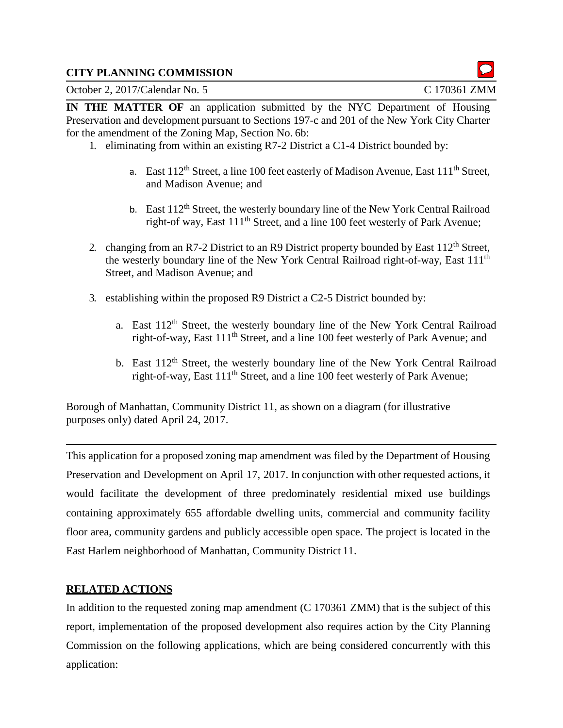**CITY PLANNING COMMISSION**

October 2, 2017/Calendar No. 5 C 170361 ZMM

**IN THE MATTER OF** an application submitted by the NYC Department of Housing Preservation and development pursuant to Sections 197-c and 201 of the New York City Charter for the amendment of the Zoning Map, Section No. 6b:

1. eliminating from within an existing R7-2 District a C1-4 District bounded by:
   a. East 112th Street, a line 100 feet easterly of Madison Avenue, East 111th Street, and Madison Avenue; and
   b. East 112th Street, the westerly boundary line of the New York Central Railroad right-of way, East 111th Street, and a line 100 feet westerly of Park Avenue;
2. changing from an R7-2 District to an R9 District property bounded by East 112th Street, the westerly boundary line of the New York Central Railroad right-of-way, East 111th Street, and Madison Avenue; and
3. establishing within the proposed R9 District a C2-5 District bounded by:
   a. East 112th Street, the westerly boundary line of the New York Central Railroad right-of-way, East 111th Street, and a line 100 feet westerly of Park Avenue; and
   b. East 112th Street, the westerly boundary line of the New York Central Railroad right-of-way, East 111th Street, and a line 100 feet westerly of Park Avenue;

Borough of Manhattan, Community District 11, as shown on a diagram (for illustrative purposes only) dated April 24, 2017.

---

This application for a proposed zoning map amendment was filed by the Department of Housing Preservation and Development on April 17, 2017. In conjunction with other requested actions, it would facilitate the development of three predominately residential mixed use buildings containing approximately 655 affordable dwelling units, commercial and community facility floor area, community gardens and publicly accessible open space. The project is located in the East Harlem neighborhood of Manhattan, Community District 11.

## RELATED ACTIONS

In addition to the requested zoning map amendment (C 170361 ZMM) that is the subject of this report, implementation of the proposed development also requires action by the City Planning Commission on the following applications, which are being considered concurrently with this application: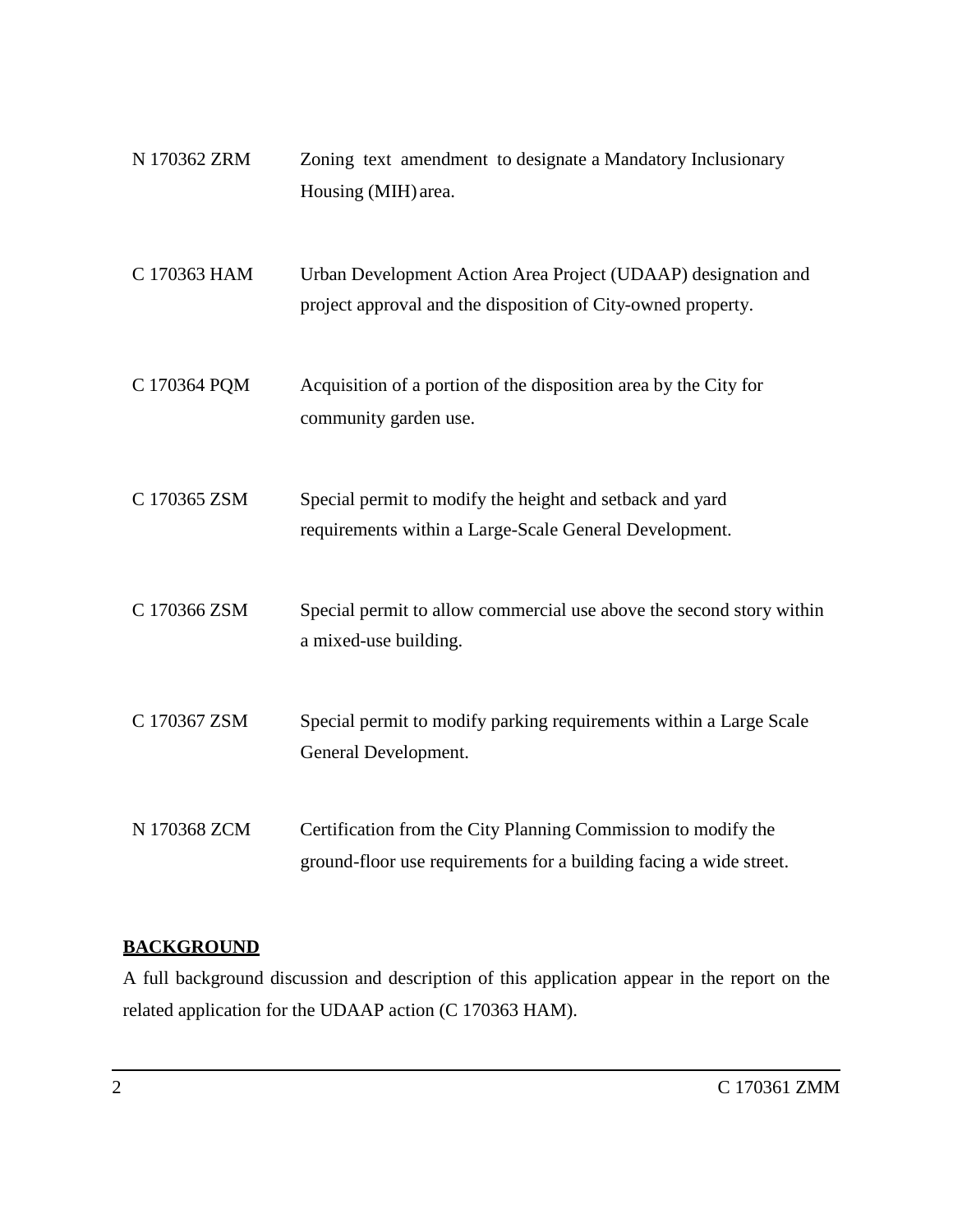| | |
|---|---|
| N 170362 ZRM | Zoning text amendment to designate a Mandatory Inclusionary Housing (MIH) area. |
| C 170363 HAM | Urban Development Action Area Project (UDAAP) designation and project approval and the disposition of City-owned property. |
| C 170364 PQM | Acquisition of a portion of the disposition area by the City for community garden use. |
| C 170365 ZSM | Special permit to modify the height and setback and yard requirements within a Large-Scale General Development. |
| C 170366 ZSM | Special permit to allow commercial use above the second story within a mixed-use building. |
| C 170367 ZSM | Special permit to modify parking requirements within a Large Scale General Development. |
| N 170368 ZCM | Certification from the City Planning Commission to modify the ground-floor use requirements for a building facing a wide street. |

## BACKGROUND

A full background discussion and description of this application appear in the report on the related application for the UDAAP action (C 170363 HAM).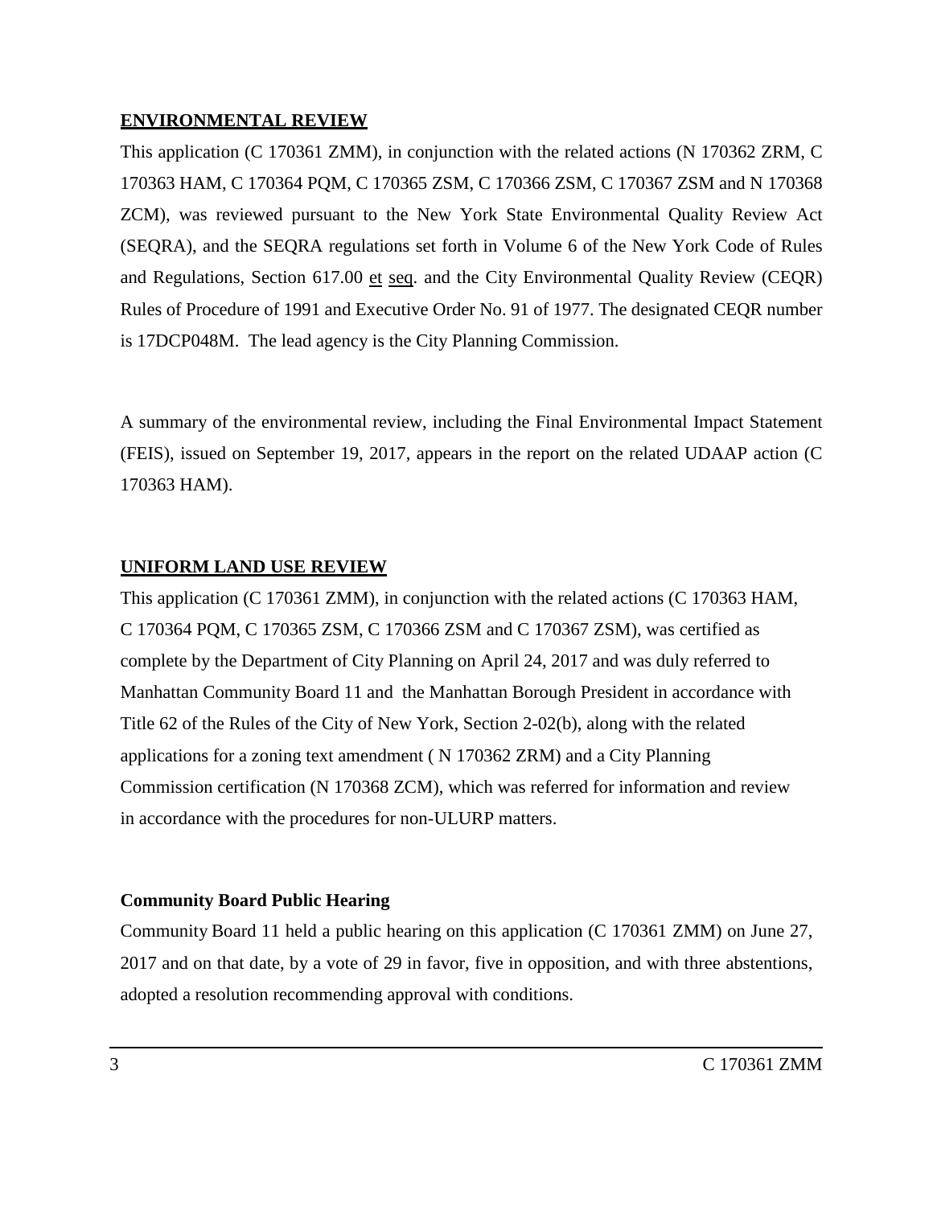## ENVIRONMENTAL REVIEW

This application (C 170361 ZMM), in conjunction with the related actions (N 170362 ZRM, C 170363 HAM, C 170364 PQM, C 170365 ZSM, C 170366 ZSM, C 170367 ZSM and N 170368 ZCM), was reviewed pursuant to the New York State Environmental Quality Review Act (SEQRA), and the SEQRA regulations set forth in Volume 6 of the New York Code of Rules and Regulations, Section 617.00 et seq. and the City Environmental Quality Review (CEQR) Rules of Procedure of 1991 and Executive Order No. 91 of 1977. The designated CEQR number is 17DCP048M. The lead agency is the City Planning Commission.

A summary of the environmental review, including the Final Environmental Impact Statement (FEIS), issued on September 19, 2017, appears in the report on the related UDAAP action (C 170363 HAM).

## UNIFORM LAND USE REVIEW

This application (C 170361 ZMM), in conjunction with the related actions (C 170363 HAM, C 170364 PQM, C 170365 ZSM, C 170366 ZSM and C 170367 ZSM), was certified as complete by the Department of City Planning on April 24, 2017 and was duly referred to Manhattan Community Board 11 and the Manhattan Borough President in accordance with Title 62 of the Rules of the City of New York, Section 2-02(b), along with the related applications for a zoning text amendment ( N 170362 ZRM) and a City Planning Commission certification (N 170368 ZCM), which was referred for information and review in accordance with the procedures for non-ULURP matters.

### Community Board Public Hearing

Community Board 11 held a public hearing on this application (C 170361 ZMM) on June 27, 2017 and on that date, by a vote of 29 in favor, five in opposition, and with three abstentions, adopted a resolution recommending approval with conditions.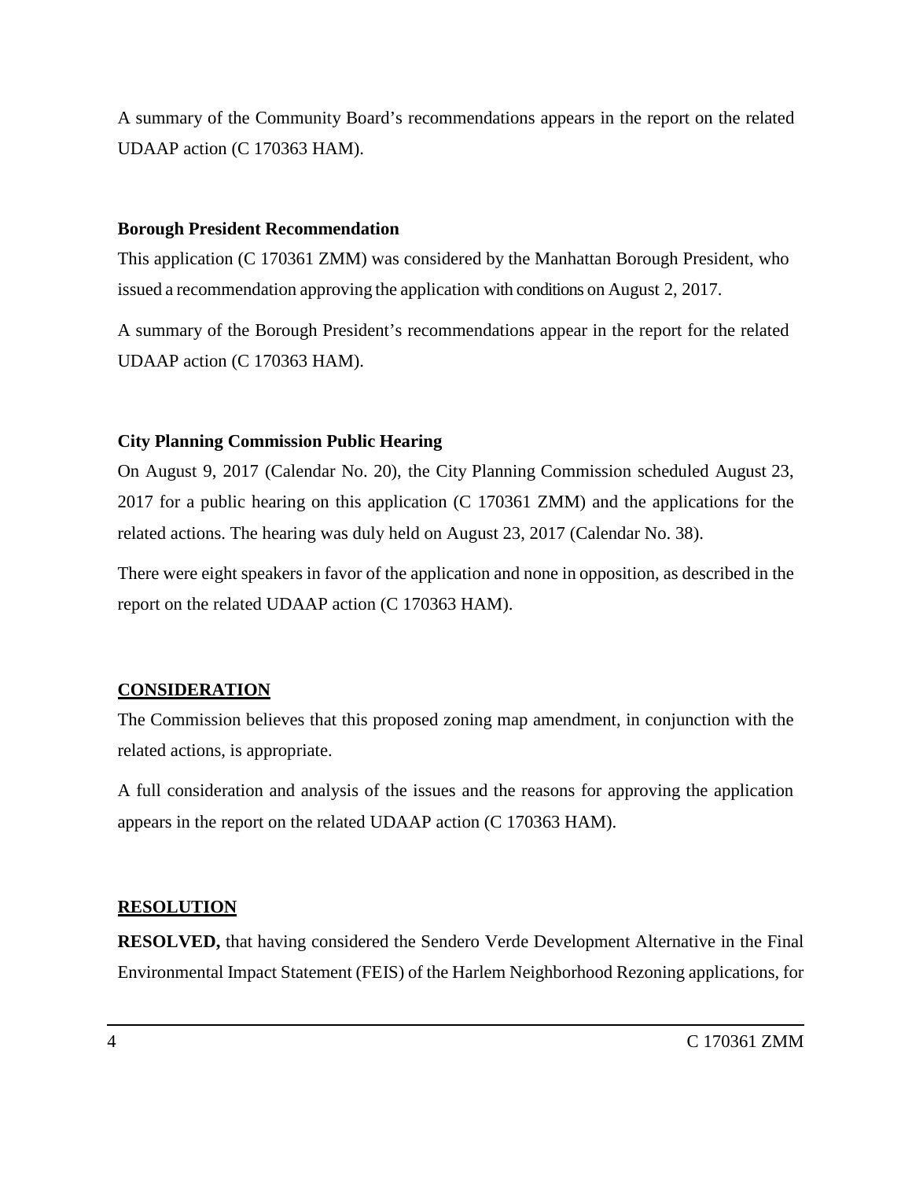A summary of the Community Board's recommendations appears in the report on the related UDAAP action (C 170363 HAM).

**Borough President Recommendation**

This application (C 170361 ZMM) was considered by the Manhattan Borough President, who issued a recommendation approving the application with conditions on August 2, 2017.

A summary of the Borough President's recommendations appear in the report for the related UDAAP action (C 170363 HAM).

**City Planning Commission Public Hearing**

On August 9, 2017 (Calendar No. 20), the City Planning Commission scheduled August 23, 2017 for a public hearing on this application (C 170361 ZMM) and the applications for the related actions. The hearing was duly held on August 23, 2017 (Calendar No. 38).

There were eight speakers in favor of the application and none in opposition, as described in the report on the related UDAAP action (C 170363 HAM).

## CONSIDERATION

The Commission believes that this proposed zoning map amendment, in conjunction with the related actions, is appropriate.

A full consideration and analysis of the issues and the reasons for approving the application appears in the report on the related UDAAP action (C 170363 HAM).

## RESOLUTION

**RESOLVED,** that having considered the Sendero Verde Development Alternative in the Final Environmental Impact Statement (FEIS) of the Harlem Neighborhood Rezoning applications, for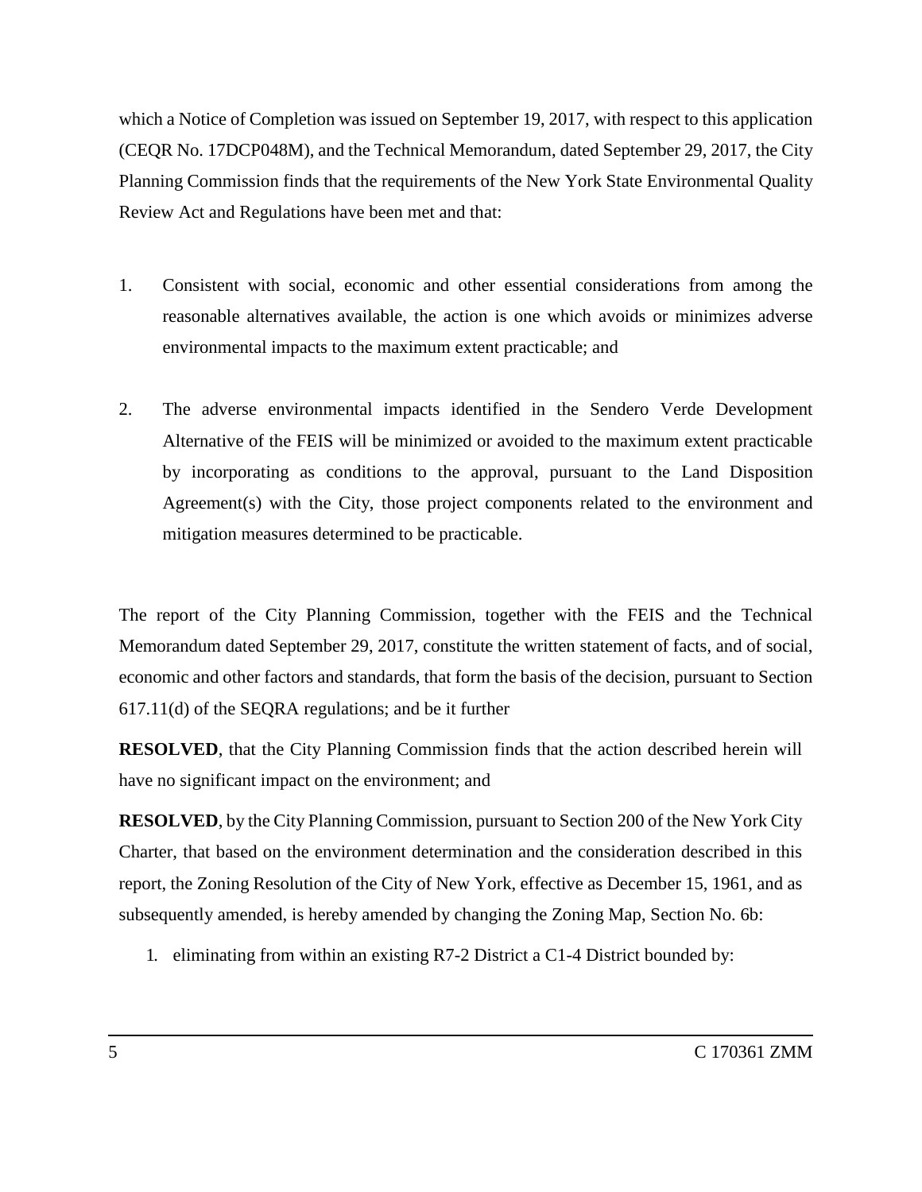which a Notice of Completion was issued on September 19, 2017, with respect to this application (CEQR No. 17DCP048M), and the Technical Memorandum, dated September 29, 2017, the City Planning Commission finds that the requirements of the New York State Environmental Quality Review Act and Regulations have been met and that:

1. Consistent with social, economic and other essential considerations from among the reasonable alternatives available, the action is one which avoids or minimizes adverse environmental impacts to the maximum extent practicable; and

2. The adverse environmental impacts identified in the Sendero Verde Development Alternative of the FEIS will be minimized or avoided to the maximum extent practicable by incorporating as conditions to the approval, pursuant to the Land Disposition Agreement(s) with the City, those project components related to the environment and mitigation measures determined to be practicable.

The report of the City Planning Commission, together with the FEIS and the Technical Memorandum dated September 29, 2017, constitute the written statement of facts, and of social, economic and other factors and standards, that form the basis of the decision, pursuant to Section 617.11(d) of the SEQRA regulations; and be it further

**RESOLVED**, that the City Planning Commission finds that the action described herein will have no significant impact on the environment; and

**RESOLVED**, by the City Planning Commission, pursuant to Section 200 of the New York City Charter, that based on the environment determination and the consideration described in this report, the Zoning Resolution of the City of New York, effective as December 15, 1961, and as subsequently amended, is hereby amended by changing the Zoning Map, Section No. 6b:

1. eliminating from within an existing R7-2 District a C1-4 District bounded by: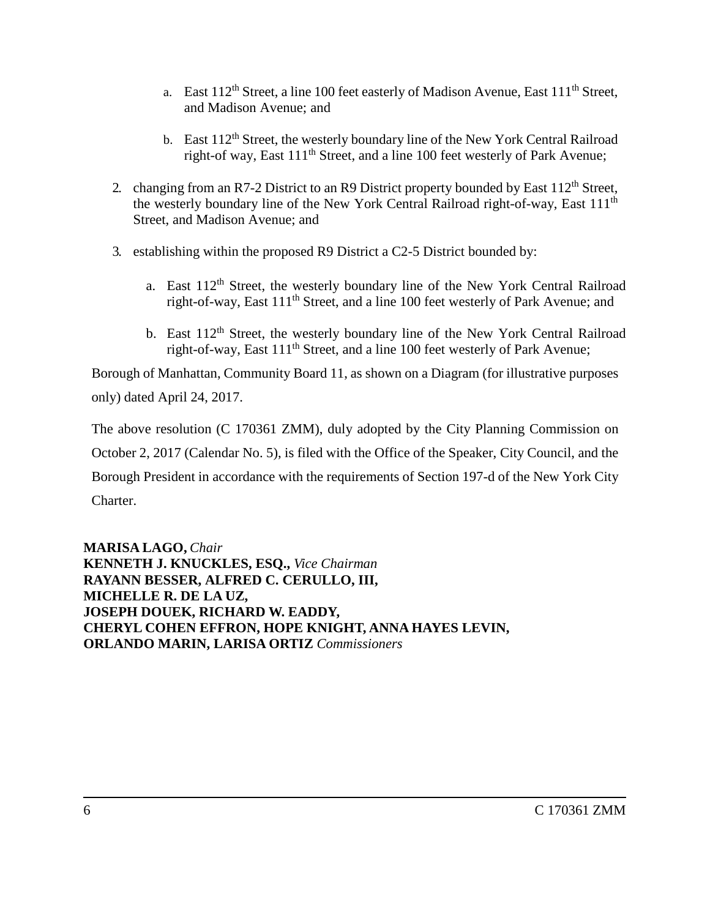a. East 112th Street, a line 100 feet easterly of Madison Avenue, East 111th Street, and Madison Avenue; and

b. East 112th Street, the westerly boundary line of the New York Central Railroad right-of way, East 111th Street, and a line 100 feet westerly of Park Avenue;

2. changing from an R7-2 District to an R9 District property bounded by East 112th Street, the westerly boundary line of the New York Central Railroad right-of-way, East 111th Street, and Madison Avenue; and

3. establishing within the proposed R9 District a C2-5 District bounded by:

   a. East 112th Street, the westerly boundary line of the New York Central Railroad right-of-way, East 111th Street, and a line 100 feet westerly of Park Avenue; and

   b. East 112th Street, the westerly boundary line of the New York Central Railroad right-of-way, East 111th Street, and a line 100 feet westerly of Park Avenue;

Borough of Manhattan, Community Board 11, as shown on a Diagram (for illustrative purposes only) dated April 24, 2017.

The above resolution (C 170361 ZMM), duly adopted by the City Planning Commission on October 2, 2017 (Calendar No. 5), is filed with the Office of the Speaker, City Council, and the Borough President in accordance with the requirements of Section 197-d of the New York City Charter.

**MARISA LAGO,** *Chair*
**KENNETH J. KNUCKLES, ESQ.,** *Vice Chairman*
**RAYANN BESSER, ALFRED C. CERULLO, III,**
**MICHELLE R. DE LA UZ,**
**JOSEPH DOUEK, RICHARD W. EADDY,**
**CHERYL COHEN EFFRON, HOPE KNIGHT, ANNA HAYES LEVIN,**
**ORLANDO MARIN, LARISA ORTIZ** *Commissioners*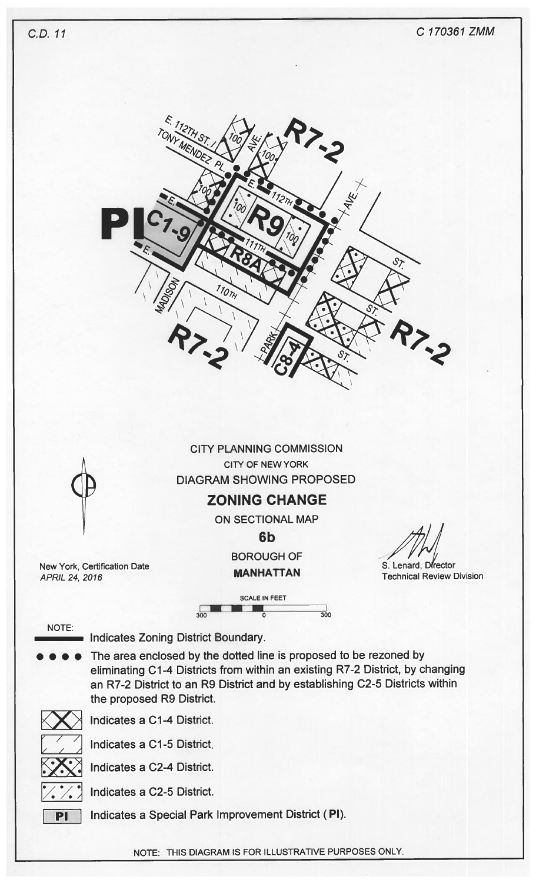C.D. 11

C 170361 ZMM

E. 112TH ST. / TONY MENDEZ PL.

100

AVE.

100

R7-2

100

E.

112TH

100

R9

100

PI

C1-9

E.

111TH

R8A

E.

AVE.

ST.

MADISON

110TH

ST.

R7-2

R7-2

PARK

C8-4

ST.

CITY PLANNING COMMISSION

CITY OF NEW YORK

DIAGRAM SHOWING PROPOSED

## ZONING CHANGE

ON SECTIONAL MAP

**6b**

BOROUGH OF

**MANHATTAN**

New York, Certification Date
*APRIL 24, 2016*

S. Lenard, Director
Technical Review Division

SCALE IN FEET

300 0 300

NOTE:

Indicates Zoning District Boundary.

The area enclosed by the dotted line is proposed to be rezoned by eliminating C1-4 Districts from within an existing R7-2 District, by changing an R7-2 District to an R9 District and by establishing C2-5 Districts within the proposed R9 District.

Indicates a C1-4 District.

Indicates a C1-5 District.

Indicates a C2-4 District.

Indicates a C2-5 District.

**PI** Indicates a Special Park Improvement District (**PI**).

NOTE: THIS DIAGRAM IS FOR ILLUSTRATIVE PURPOSES ONLY.